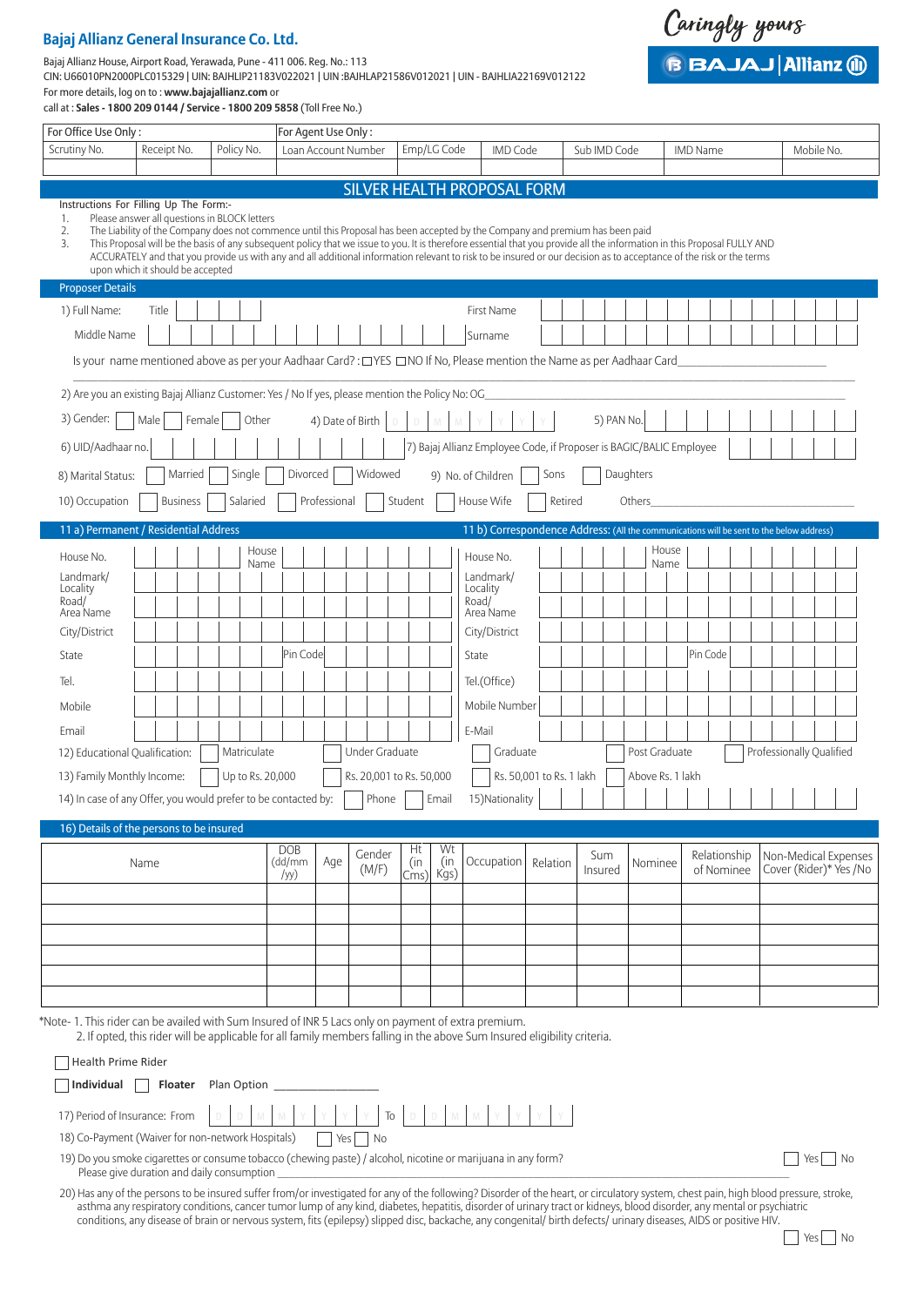**Bajaj Allianz General Insurance Co. Ltd.**

Bajaj Allianz House, Airport Road, Yerawada, Pune - 411 006. Reg. No.: 113
CIN: U66010PN2000PLC015329 | UIN: BAJHLIP21183V022021 | UIN :BAJHLAP21586V012021 | UIN - BAJHLIA22169V012122
For more details, log on to : **www.bajajallianz.com** or
call at : **Sales - 1800 209 0144 / Service - 1800 209 5858** (Toll Free No.)

Caringly yours

BAJAJ | Allianz

| For Office Use Only : | | | For Agent Use Only : | | | | | |
|---|---|---|---|---|---|---|---|---|
| Scrutiny No. | Receipt No. | Policy No. | Loan Account Number | Emp/LG Code | IMD Code | Sub IMD Code | IMD Name | Mobile No. |
| | | | | | | | | |

# SILVER HEALTH PROPOSAL FORM

Instructions For Filling Up The Form:-

1. Please answer all questions in BLOCK letters
2. The Liability of the Company does not commence until this Proposal has been accepted by the Company and premium has been paid
3. This Proposal will be the basis of any subsequent policy that we issue to you. It is therefore essential that you provide all the information in this Proposal FULLY AND ACCURATELY and that you provide us with any and all additional information relevant to risk to be insured or our decision as to acceptance of the risk or the terms upon which it should be accepted

## Proposer Details

1) Full Name: Title ____ First Name ____
Middle Name ____ Surname ____

Is your name mentioned above as per your Aadhaar Card? : ☐YES ☐NO If No, Please mention the Name as per Aadhaar Card____

2) Are you an existing Bajaj Allianz Customer: Yes / No If yes, please mention the Policy No: OG____

3) Gender: ☐ Male ☐ Female ☐ Other 4) Date of Birth D D M M Y Y Y Y 5) PAN No. ____

6) UID/Aadhaar no. ____ 7) Bajaj Allianz Employee Code, if Proposer is BAGIC/BALIC Employee ____

8) Marital Status: ☐ Married ☐ Single ☐ Divorced ☐ Widowed 9) No. of Children ☐ Sons ☐ Daughters

10) Occupation ☐ Business ☐ Salaried ☐ Professional ☐ Student ☐ House Wife ☐ Retired Others____

| 11 a) Permanent / Residential Address | | 11 b) Correspondence Address: (All the communications will be sent to the below address) | |
|---|---|---|---|
| House No. | House Name | House No. | House Name |
| Landmark/ Locality Road/ Area Name | | Landmark/ Locality Road/ Area Name | |
| City/District | | City/District | |
| State | Pin Code | State | Pin Code |
| Tel. | | Tel.(Office) | |
| Mobile | | Mobile Number | |
| Email | | E-Mail | |

12) Educational Qualification: ☐ Matriculate ☐ Under Graduate ☐ Graduate ☐ Post Graduate ☐ Professionally Qualified

13) Family Monthly Income: ☐ Up to Rs. 20,000 ☐ Rs. 20,001 to Rs. 50,000 ☐ Rs. 50,001 to Rs. 1 lakh ☐ Above Rs. 1 lakh

14) In case of any Offer, you would prefer to be contacted by: ☐ Phone ☐ Email 15)Nationality ____

## 16) Details of the persons to be insured

| Name | DOB (dd/mm/yy) | Age | Gender (M/F) | Ht (in Cms) | Wt (in Kgs) | Occupation | Relation | Sum Insured | Nominee | Relationship of Nominee | Non-Medical Expenses Cover (Rider)* Yes /No |
|---|---|---|---|---|---|---|---|---|---|---|---|
| | | | | | | | | | | | |
| | | | | | | | | | | | |
| | | | | | | | | | | | |
| | | | | | | | | | | | |
| | | | | | | | | | | | |
| | | | | | | | | | | | |

*Note- 1. This rider can be availed with Sum Insured of INR 5 Lacs only on payment of extra premium.
2. If opted, this rider will be applicable for all family members falling in the above Sum Insured eligibility criteria.

☐ Health Prime Rider

☐ **Individual** ☐ **Floater** Plan Option ____________

17) Period of Insurance: From D D M M Y Y Y Y To D D M M Y Y Y Y

18) Co-Payment (Waiver for non-network Hospitals) ☐ Yes ☐ No

19) Do you smoke cigarettes or consume tobacco (chewing paste) / alcohol, nicotine or marijuana in any form? ☐ Yes ☐ No
Please give duration and daily consumption ____

20) Has any of the persons to be insured suffer from/or investigated for any of the following? Disorder of the heart, or circulatory system, chest pain, high blood pressure, stroke, asthma any respiratory conditions, cancer tumor lump of any kind, diabetes, hepatitis, disorder of urinary tract or kidneys, blood disorder, any mental or psychiatric conditions, any disease of brain or nervous system, fits (epilepsy) slipped disc, backache, any congenital/ birth defects/ urinary diseases, AIDS or positive HIV.
☐ Yes ☐ No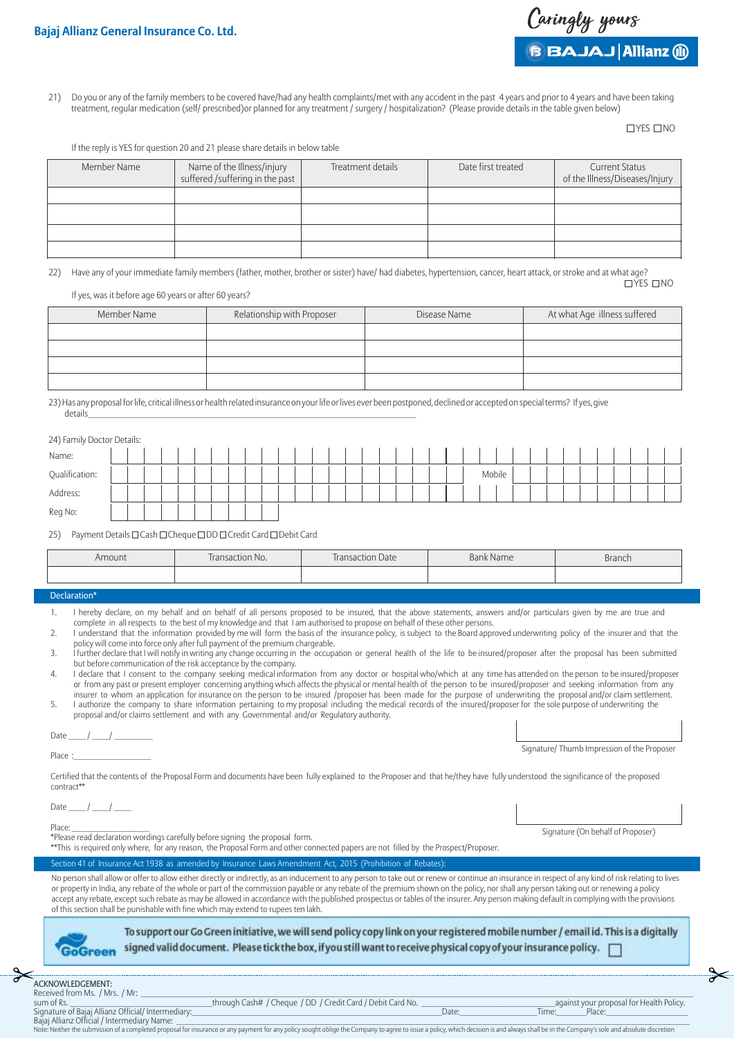21) Do you or any of the family members to be covered have/had any health complaints/met with any accident in the past 4 years and prior to 4 years and have been taking treatment, regular medication (self/ prescribed)or planned for any treatment / surgery / hospitalization? (Please provide details in the table given below)

☐YES ☐NO

If the reply is YES for question 20 and 21 please share details in below table

| Member Name | Name of the Illness/injury suffered /suffering in the past | Treatment details | Date first treated | Current Status of the Illness/Diseases/Injury |
|---|---|---|---|---|
| | | | | |
| | | | | |
| | | | | |
| | | | | |

22) Have any of your immediate family members (father, mother, brother or sister) have/ had diabetes, hypertension, cancer, heart attack, or stroke and at what age?

☐YES ☐NO

If yes, was it before age 60 years or after 60 years?

| Member Name | Relationship with Proposer | Disease Name | At what Age illness suffered |
|---|---|---|---|
| | | | |
| | | | |
| | | | |
| | | | |

23) Has any proposal for life, critical illness or health related insurance on your life or lives ever been postponed, declined or accepted on special terms? If yes, give details\_\_\_\_\_\_\_\_\_\_\_\_\_\_\_\_\_\_\_\_\_\_\_\_\_\_\_\_\_\_\_\_\_\_\_\_\_\_\_\_

24) Family Doctor Details:

Name:

Qualification: Mobile

Address:

Reg No:

25) Payment Details ☐Cash ☐Cheque ☐DD ☐Credit Card ☐Debit Card

| Amount | Transaction No. | Transaction Date | Bank Name | Branch |
|---|---|---|---|---|
| | | | | |

## Declaration*

1. I hereby declare, on my behalf and on behalf of all persons proposed to be insured, that the above statements, answers and/or particulars given by me are true and complete in all respects to the best of my knowledge and that I am authorised to propose on behalf of these other persons.
2. I understand that the information provided by me will form the basis of the insurance policy, is subject to the Board approved underwriting policy of the insurer and that the policy will come into force only after full payment of the premium chargeable.
3. I further declare that I will notify in writing any change occurring in the occupation or general health of the life to be insured/proposer after the proposal has been submitted but before communication of the risk acceptance by the company.
4. I declare that I consent to the company seeking medical information from any doctor or hospital who/which at any time has attended on the person to be insured/proposer or from any past or present employer concerning anything which affects the physical or mental health of the person to be insured/proposer and seeking information from any insurer to whom an application for insurance on the person to be insured /proposer has been made for the purpose of underwriting the proposal and/or claim settlement.
5. I authorize the company to share information pertaining to my proposal including the medical records of the insured/proposer for the sole purpose of underwriting the proposal and/or claims settlement and with any Governmental and/or Regulatory authority.

Date \_\_\_\_/ \_\_\_\_/ \_\_\_\_\_\_\_\_\_

Place :\_\_\_\_\_\_\_\_\_\_\_\_\_\_\_\_\_\_

Signature/ Thumb Impression of the Proposer

Certified that the contents of the Proposal Form and documents have been fully explained to the Proposer and that he/they have fully understood the significance of the proposed contract**

Date \_\_\_\_/ \_\_\_\_/ \_\_\_\_

Place: \_\_\_\_\_\_\_\_\_\_\_\_\_\_\_\_\_\_

Signature (On behalf of Proposer)

*Please read declaration wordings carefully before signing the proposal form.

**This is required only where, for any reason, the Proposal Form and other connected papers are not filled by the Prospect/Proposer.

## Section 41 of Insurance Act 1938 as amended by Insurance Laws Amendment Act, 2015 (Prohibition of Rebates):

No person shall allow or offer to allow either directly or indirectly, as an inducement to any person to take out or renew or continue an insurance in respect of any kind of risk relating to lives or property in India, any rebate of the whole or part of the commission payable or any rebate of the premium shown on the policy, nor shall any person taking out or renewing a policy accept any rebate, except such rebate as may be allowed in accordance with the published prospectus or tables of the insurer. Any person making default in complying with the provisions of this section shall be punishable with fine which may extend to rupees ten lakh.

GoGreen

**To support our Go Green initiative, we will send policy copy link on your registered mobile number / email id. This is a digitally signed valid document. Please tick the box, if you still want to receive physical copy of your insurance policy.** ☐

ACKNOWLEDGEMENT:

Received from Ms. / Mrs. / Mr: \_\_\_\_\_\_\_\_\_\_\_\_\_\_\_\_\_\_\_\_\_\_\_\_\_\_\_\_\_\_\_\_\_\_\_\_\_\_\_\_

sum of Rs.\_\_\_\_\_\_\_\_\_\_\_\_\_\_\_\_\_\_\_\_ through Cash# / Cheque / DD / Credit Card / Debit Card No. \_\_\_\_\_\_\_\_\_\_\_\_\_\_\_\_\_\_\_\_ against your proposal for Health Policy.

Signature of Bajaj Allianz Official/ Intermediary:\_\_\_\_\_\_\_\_\_\_\_\_\_\_\_\_\_\_\_\_ Date:\_\_\_\_\_\_\_\_\_\_ Time:\_\_\_\_\_\_\_ Place:\_\_\_\_\_\_\_\_\_\_

Bajaj Allianz Official / Intermediary Name: \_\_\_\_\_\_\_\_\_\_\_\_\_\_\_\_\_\_\_\_\_\_\_\_\_\_\_\_\_\_\_\_\_\_\_\_\_\_\_\_

Note: Neither the submission of a completed proposal for insurance or any payment for any policy sought oblige the Company to agree to issue a policy, which decision is and always shall be in the Company's sole and absolute discretion